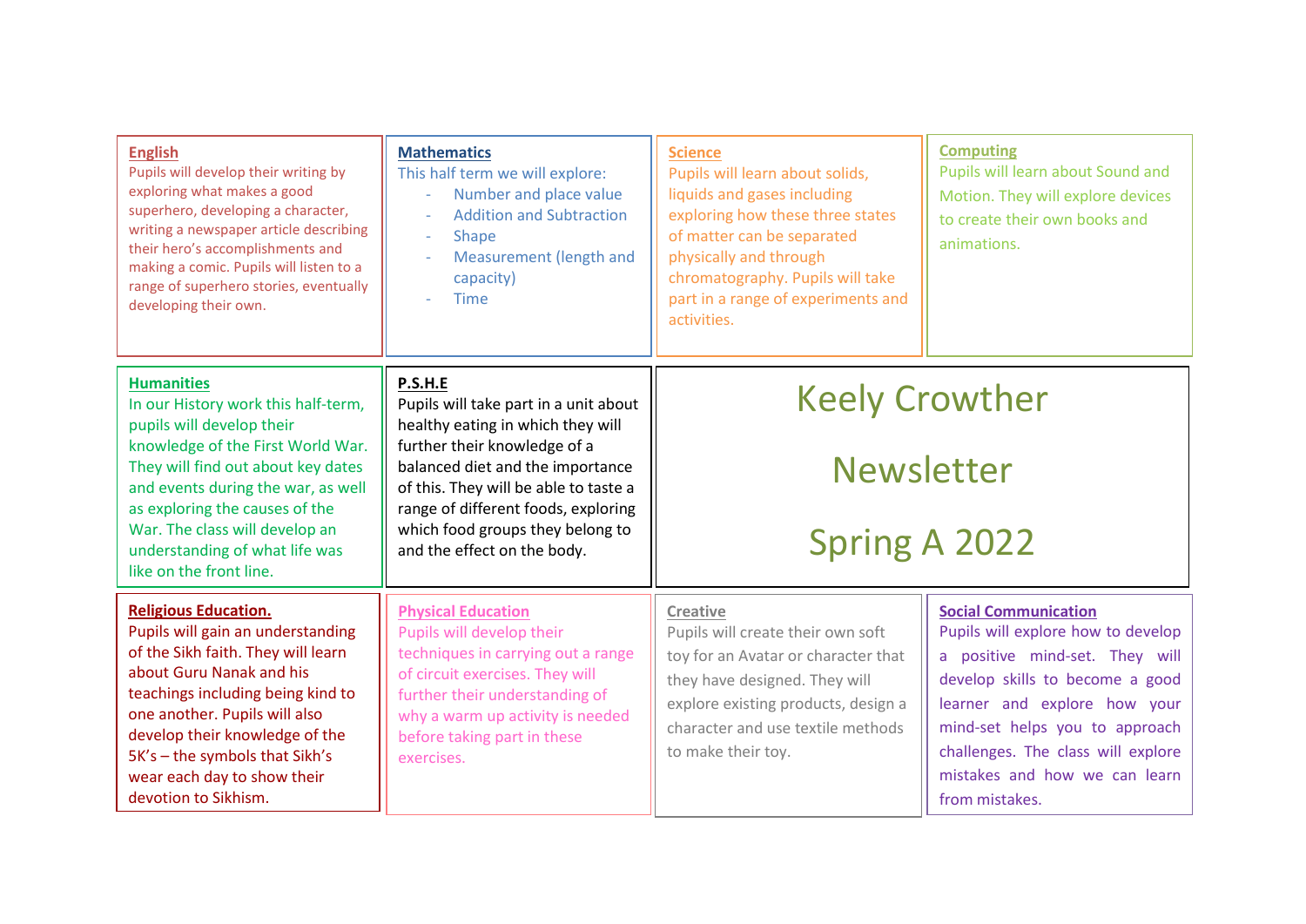# Keely Crowther Newsletter

## Spring A 2022

### English

Pupils will develop their writing by exploring what makes a good superhero, developing a character, writing a newspaper article describing their hero's accomplishments and making a comic. Pupils will listen to a range of superhero stories, eventually developing their own.

### Mathematics

This half term we will explore:

- Number and place value
- Addition and Subtraction
- Shape
- Measurement (length and capacity)
- Time

### Science

Pupils will learn about solids, liquids and gases including exploring how these three states of matter can be separated physically and through chromatography. Pupils will take part in a range of experiments and activities.

### Computing

Pupils will learn about Sound and Motion. They will explore devices to create their own books and animations.

### Humanities

In our History work this half-term, pupils will develop their knowledge of the First World War. They will find out about key dates and events during the war, as well as exploring the causes of the War. The class will develop an understanding of what life was like on the front line.

### P.S.H.E

Pupils will take part in a unit about healthy eating in which they will further their knowledge of a balanced diet and the importance of this. They will be able to taste a range of different foods, exploring which food groups they belong to and the effect on the body.

### Religious Education.

Pupils will gain an understanding of the Sikh faith. They will learn about Guru Nanak and his teachings including being kind to one another. Pupils will also develop their knowledge of the 5K's – the symbols that Sikh's wear each day to show their devotion to Sikhism.

### Physical Education

Pupils will develop their techniques in carrying out a range of circuit exercises. They will further their understanding of why a warm up activity is needed before taking part in these exercises.

### Creative

Pupils will create their own soft toy for an Avatar or character that they have designed. They will explore existing products, design a character and use textile methods to make their toy.

### Social Communication

Pupils will explore how to develop a positive mind-set. They will develop skills to become a good learner and explore how your mind-set helps you to approach challenges. The class will explore mistakes and how we can learn from mistakes.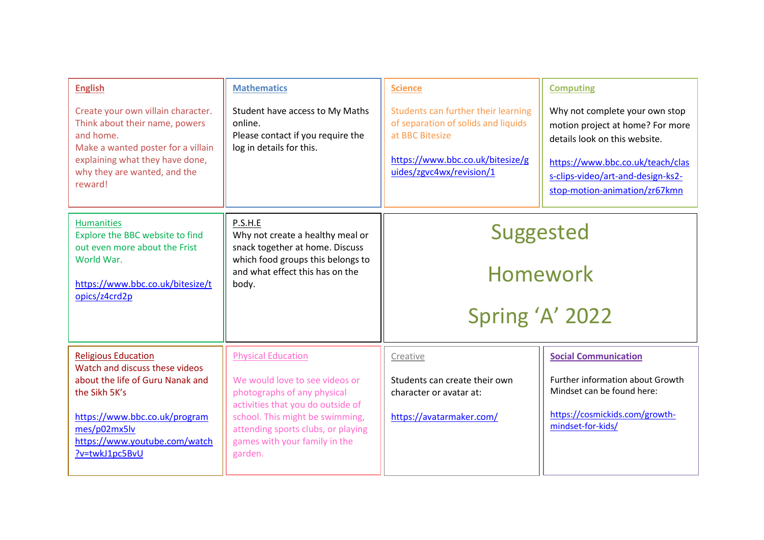# Suggested Homework

# Spring 'A' 2022

## English

Create your own villain character. Think about their name, powers and home.
Make a wanted poster for a villain explaining what they have done, why they are wanted, and the reward!

## Mathematics

Student have access to My Maths online.
Please contact if you require the log in details for this.

## Science

Students can further their learning of separation of solids and liquids at BBC Bitesize

https://www.bbc.co.uk/bitesize/guides/zgvc4wx/revision/1

## Computing

Why not complete your own stop motion project at home? For more details look on this website.

https://www.bbc.co.uk/teach/class-clips-video/art-and-design-ks2-stop-motion-animation/zr67kmn

## Humanities

Explore the BBC website to find out even more about the Frist World War.

https://www.bbc.co.uk/bitesize/topics/z4crd2p

## P.S.H.E

Why not create a healthy meal or snack together at home. Discuss which food groups this belongs to and what effect this has on the body.

## Religious Education

Watch and discuss these videos about the life of Guru Nanak and the Sikh 5K's

https://www.bbc.co.uk/programmes/p02mx5lv
https://www.youtube.com/watch?v=twkJ1pc5BvU

## Physical Education

We would love to see videos or photographs of any physical activities that you do outside of school. This might be swimming, attending sports clubs, or playing games with your family in the garden.

## Creative

Students can create their own character or avatar at:

https://avatarmaker.com/

## Social Communication

Further information about Growth Mindset can be found here:

https://cosmickids.com/growth-mindset-for-kids/